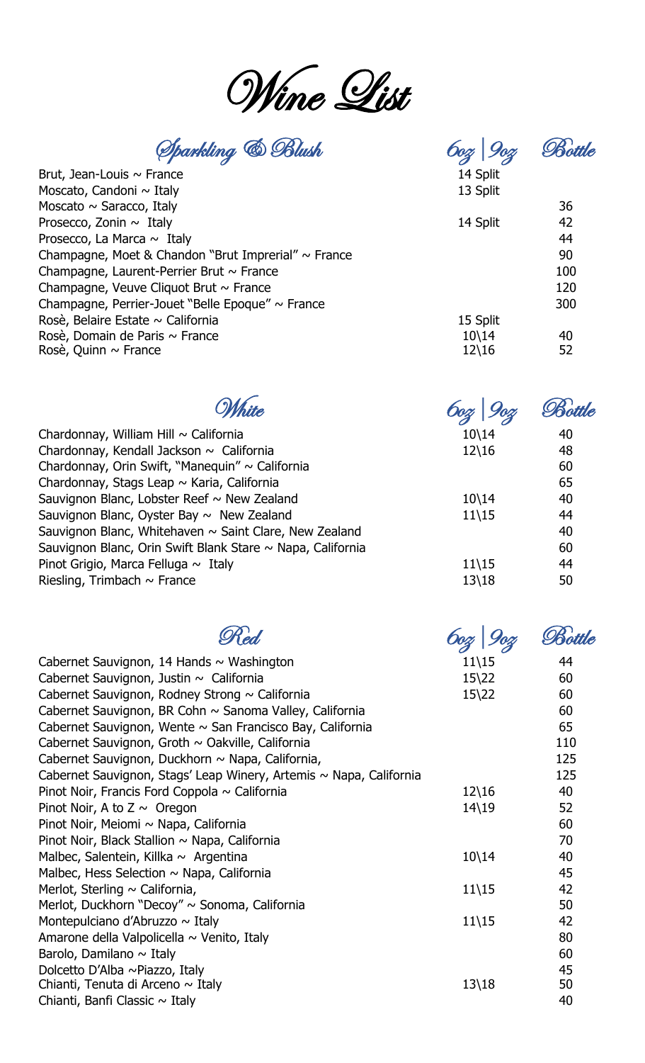# Wine List

## Sparkling & Blush

| Sparkling & Blush | 6oz \| 9oz | Bottle |
|---|---|---|
| Brut, Jean-Louis ~ France | 14 Split | |
| Moscato, Candoni ~ Italy | 13 Split | |
| Moscato ~ Saracco, Italy | | 36 |
| Prosecco, Zonin ~ Italy | 14 Split | 42 |
| Prosecco, La Marca ~ Italy | | 44 |
| Champagne, Moet & Chandon "Brut Imperial" ~ France | | 90 |
| Champagne, Laurent-Perrier Brut ~ France | | 100 |
| Champagne, Veuve Cliquot Brut ~ France | | 120 |
| Champagne, Perrier-Jouet "Belle Epoque" ~ France | | 300 |
| Rosè, Belaire Estate ~ California | 15 Split | |
| Rosè, Domain de Paris ~ France | 10\14 | 40 |
| Rosè, Quinn ~ France | 12\16 | 52 |

## White

| White | 6oz \| 9oz | Bottle |
|---|---|---|
| Chardonnay, William Hill ~ California | 10\14 | 40 |
| Chardonnay, Kendall Jackson ~ California | 12\16 | 48 |
| Chardonnay, Orin Swift, "Manequin" ~ California | | 60 |
| Chardonnay, Stags Leap ~ Karia, California | | 65 |
| Sauvignon Blanc, Lobster Reef ~ New Zealand | 10\14 | 40 |
| Sauvignon Blanc, Oyster Bay ~ New Zealand | 11\15 | 44 |
| Sauvignon Blanc, Whitehaven ~ Saint Clare, New Zealand | | 40 |
| Sauvignon Blanc, Orin Swift Blank Stare ~ Napa, California | | 60 |
| Pinot Grigio, Marca Felluga ~ Italy | 11\15 | 44 |
| Riesling, Trimbach ~ France | 13\18 | 50 |

## Red

| Red | 6oz \| 9oz | Bottle |
|---|---|---|
| Cabernet Sauvignon, 14 Hands ~ Washington | 11\15 | 44 |
| Cabernet Sauvignon, Justin ~ California | 15\22 | 60 |
| Cabernet Sauvignon, Rodney Strong ~ California | 15\22 | 60 |
| Cabernet Sauvignon, BR Cohn ~ Sanoma Valley, California | | 60 |
| Cabernet Sauvignon, Wente ~ San Francisco Bay, California | | 65 |
| Cabernet Sauvignon, Groth ~ Oakville, California | | 110 |
| Cabernet Sauvignon, Duckhorn ~ Napa, California, | | 125 |
| Cabernet Sauvignon, Stags' Leap Winery, Artemis ~ Napa, California | | 125 |
| Pinot Noir, Francis Ford Coppola ~ California | 12\16 | 40 |
| Pinot Noir, A to Z ~ Oregon | 14\19 | 52 |
| Pinot Noir, Meiomi ~ Napa, California | | 60 |
| Pinot Noir, Black Stallion ~ Napa, California | | 70 |
| Malbec, Salentein, Killka ~ Argentina | 10\14 | 40 |
| Malbec, Hess Selection ~ Napa, California | | 45 |
| Merlot, Sterling ~ California, | 11\15 | 42 |
| Merlot, Duckhorn "Decoy" ~ Sonoma, California | | 50 |
| Montepulciano d'Abruzzo ~ Italy | 11\15 | 42 |
| Amarone della Valpolicella ~ Venito, Italy | | 80 |
| Barolo, Damilano ~ Italy | | 60 |
| Dolcetto D'Alba ~Piazzo, Italy | | 45 |
| Chianti, Tenuta di Arceno ~ Italy | 13\18 | 50 |
| Chianti, Banfi Classic ~ Italy | | 40 |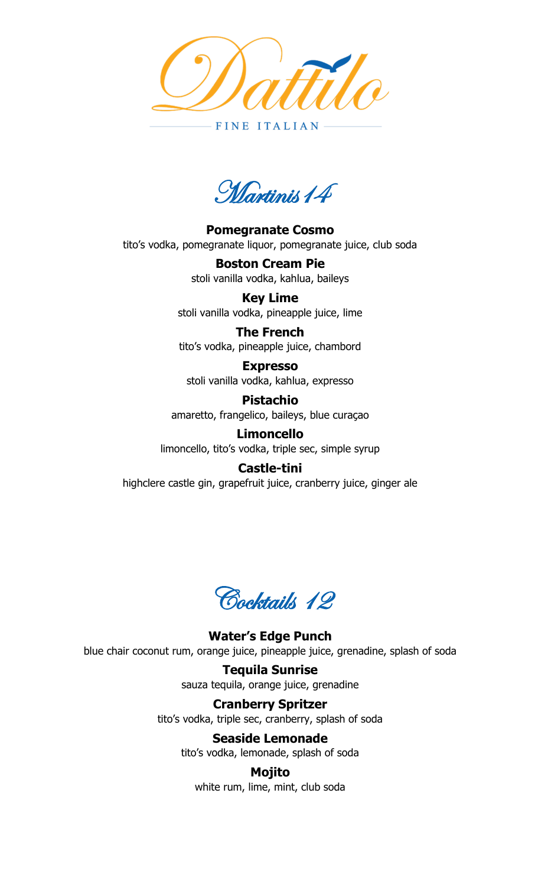# Dattilo

FINE ITALIAN

## Martinis 14

**Pomegranate Cosmo**
tito's vodka, pomegranate liquor, pomegranate juice, club soda

**Boston Cream Pie**
stoli vanilla vodka, kahlua, baileys

**Key Lime**
stoli vanilla vodka, pineapple juice, lime

**The French**
tito's vodka, pineapple juice, chambord

**Expresso**
stoli vanilla vodka, kahlua, expresso

**Pistachio**
amaretto, frangelico, baileys, blue curaçao

**Limoncello**
limoncello, tito's vodka, triple sec, simple syrup

**Castle-tini**
highclere castle gin, grapefruit juice, cranberry juice, ginger ale

## Cocktails 12

**Water's Edge Punch**
blue chair coconut rum, orange juice, pineapple juice, grenadine, splash of soda

**Tequila Sunrise**
sauza tequila, orange juice, grenadine

**Cranberry Spritzer**
tito's vodka, triple sec, cranberry, splash of soda

**Seaside Lemonade**
tito's vodka, lemonade, splash of soda

**Mojito**
white rum, lime, mint, club soda